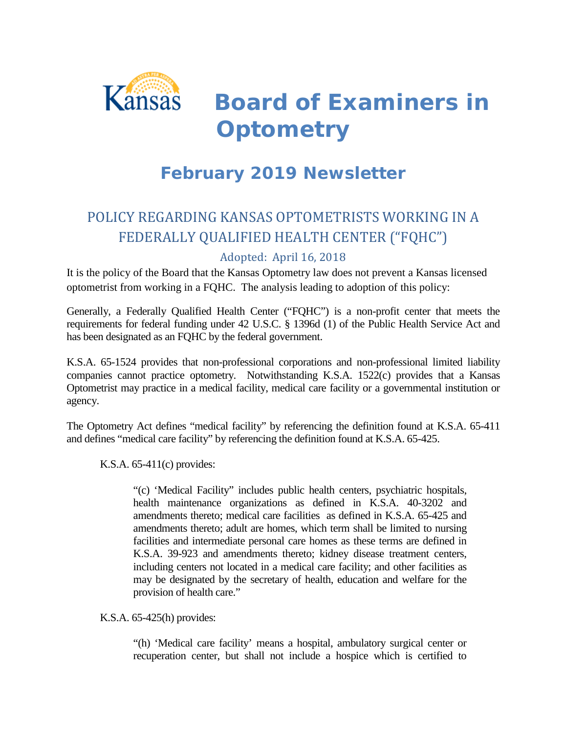# Board of Examiners in Optometry

## February 2019 Newsletter

### POLICY REGARDING KANSAS OPTOMETRISTS WORKING IN A FEDERALLY QUALIFIED HEALTH CENTER ("FQHC")

Adopted: April 16, 2018

It is the policy of the Board that the Kansas Optometry law does not prevent a Kansas licensed optometrist from working in a FQHC. The analysis leading to adoption of this policy:

Generally, a Federally Qualified Health Center ("FQHC") is a non-profit center that meets the requirements for federal funding under 42 U.S.C. § 1396d (1) of the Public Health Service Act and has been designated as an FQHC by the federal government.

K.S.A. 65-1524 provides that non-professional corporations and non-professional limited liability companies cannot practice optometry. Notwithstanding K.S.A. 1522(c) provides that a Kansas Optometrist may practice in a medical facility, medical care facility or a governmental institution or agency.

The Optometry Act defines "medical facility" by referencing the definition found at K.S.A. 65-411 and defines "medical care facility" by referencing the definition found at K.S.A. 65-425.

K.S.A. 65-411(c) provides:

> "(c) 'Medical Facility" includes public health centers, psychiatric hospitals, health maintenance organizations as defined in K.S.A. 40-3202 and amendments thereto; medical care facilities as defined in K.S.A. 65-425 and amendments thereto; adult are homes, which term shall be limited to nursing facilities and intermediate personal care homes as these terms are defined in K.S.A. 39-923 and amendments thereto; kidney disease treatment centers, including centers not located in a medical care facility; and other facilities as may be designated by the secretary of health, education and welfare for the provision of health care."

K.S.A. 65-425(h) provides:

> "(h) 'Medical care facility' means a hospital, ambulatory surgical center or recuperation center, but shall not include a hospice which is certified to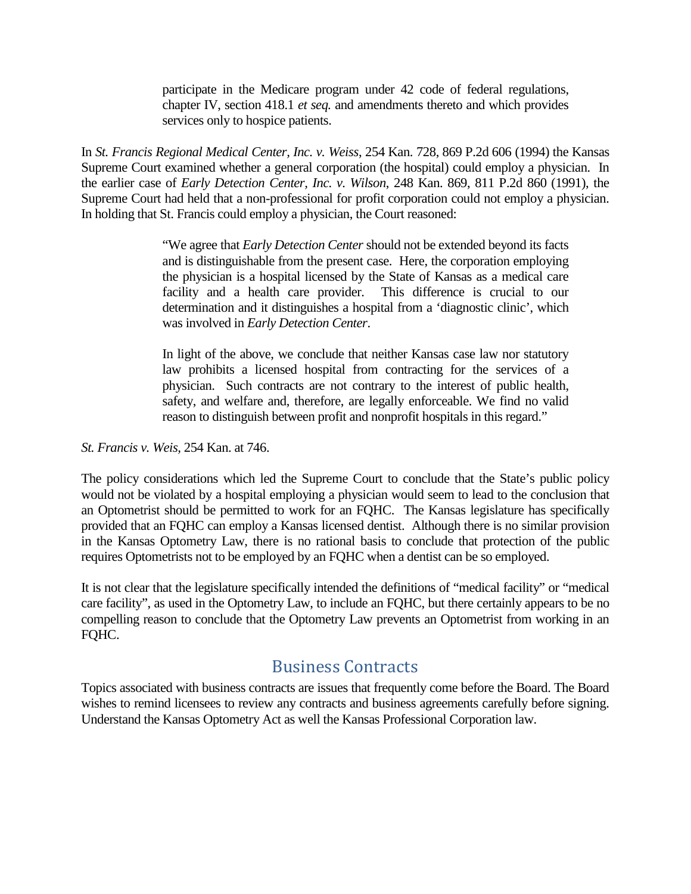> participate in the Medicare program under 42 code of federal regulations, chapter IV, section 418.1 *et seq.* and amendments thereto and which provides services only to hospice patients.

In *St. Francis Regional Medical Center, Inc. v. Weiss*, 254 Kan. 728, 869 P.2d 606 (1994) the Kansas Supreme Court examined whether a general corporation (the hospital) could employ a physician. In the earlier case of *Early Detection Center, Inc. v. Wilson*, 248 Kan. 869, 811 P.2d 860 (1991), the Supreme Court had held that a non-professional for profit corporation could not employ a physician. In holding that St. Francis could employ a physician, the Court reasoned:

> "We agree that *Early Detection Center* should not be extended beyond its facts and is distinguishable from the present case. Here, the corporation employing the physician is a hospital licensed by the State of Kansas as a medical care facility and a health care provider. This difference is crucial to our determination and it distinguishes a hospital from a 'diagnostic clinic', which was involved in *Early Detection Center*.
>
> In light of the above, we conclude that neither Kansas case law nor statutory law prohibits a licensed hospital from contracting for the services of a physician. Such contracts are not contrary to the interest of public health, safety, and welfare and, therefore, are legally enforceable. We find no valid reason to distinguish between profit and nonprofit hospitals in this regard."

*St. Francis v. Weis,* 254 Kan. at 746.

The policy considerations which led the Supreme Court to conclude that the State's public policy would not be violated by a hospital employing a physician would seem to lead to the conclusion that an Optometrist should be permitted to work for an FQHC. The Kansas legislature has specifically provided that an FQHC can employ a Kansas licensed dentist. Although there is no similar provision in the Kansas Optometry Law, there is no rational basis to conclude that protection of the public requires Optometrists not to be employed by an FQHC when a dentist can be so employed.

It is not clear that the legislature specifically intended the definitions of "medical facility" or "medical care facility", as used in the Optometry Law, to include an FQHC, but there certainly appears to be no compelling reason to conclude that the Optometry Law prevents an Optometrist from working in an FQHC.

## Business Contracts

Topics associated with business contracts are issues that frequently come before the Board. The Board wishes to remind licensees to review any contracts and business agreements carefully before signing. Understand the Kansas Optometry Act as well the Kansas Professional Corporation law.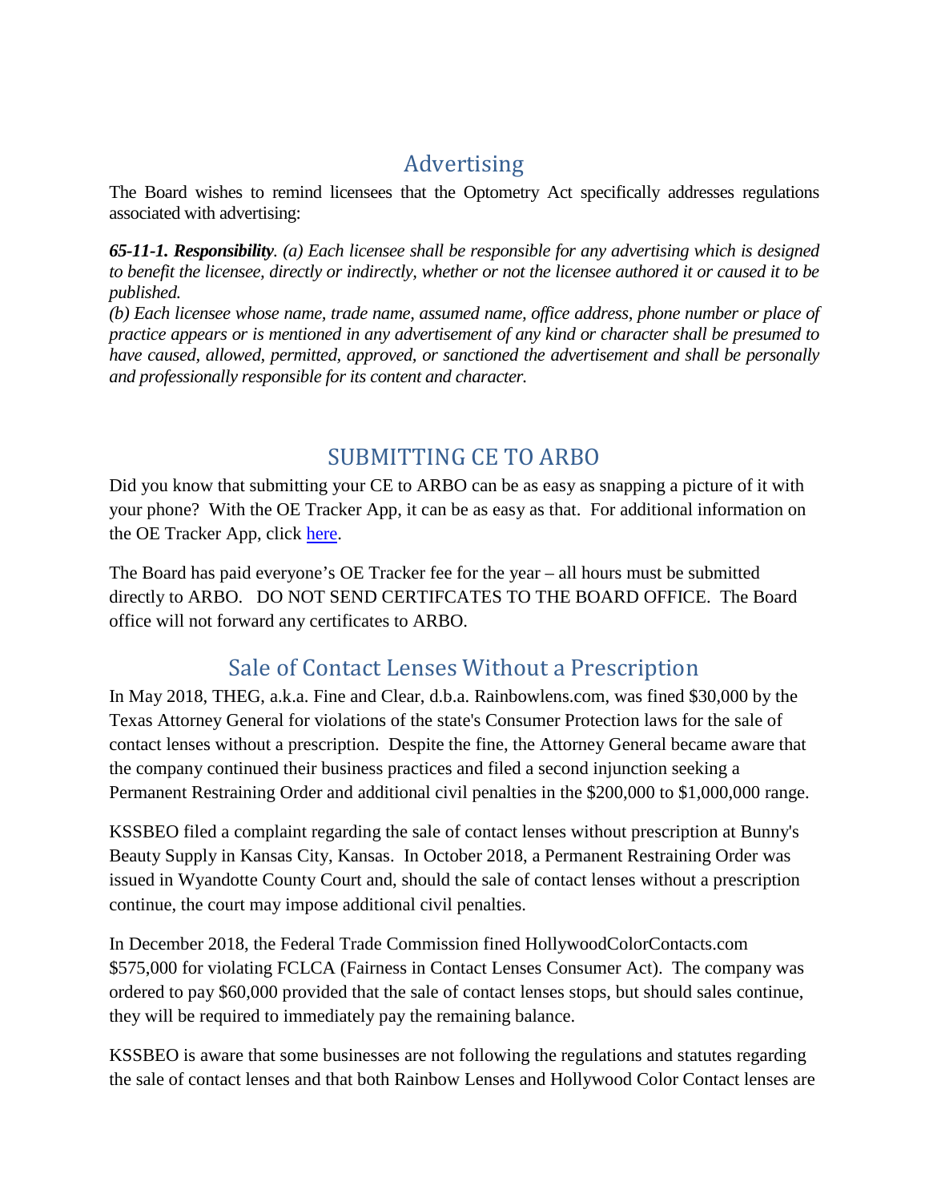## Advertising

The Board wishes to remind licensees that the Optometry Act specifically addresses regulations associated with advertising:

***65-11-1. Responsibility**. (a) Each licensee shall be responsible for any advertising which is designed to benefit the licensee, directly or indirectly, whether or not the licensee authored it or caused it to be published.*

*(b) Each licensee whose name, trade name, assumed name, office address, phone number or place of practice appears or is mentioned in any advertisement of any kind or character shall be presumed to have caused, allowed, permitted, approved, or sanctioned the advertisement and shall be personally and professionally responsible for its content and character.*

## SUBMITTING CE TO ARBO

Did you know that submitting your CE to ARBO can be as easy as snapping a picture of it with your phone? With the OE Tracker App, it can be as easy as that. For additional information on the OE Tracker App, click [here](here).

The Board has paid everyone's OE Tracker fee for the year – all hours must be submitted directly to ARBO. DO NOT SEND CERTIFCATES TO THE BOARD OFFICE. The Board office will not forward any certificates to ARBO.

## Sale of Contact Lenses Without a Prescription

In May 2018, THEG, a.k.a. Fine and Clear, d.b.a. Rainbowlens.com, was fined $30,000 by the Texas Attorney General for violations of the state's Consumer Protection laws for the sale of contact lenses without a prescription. Despite the fine, the Attorney General became aware that the company continued their business practices and filed a second injunction seeking a Permanent Restraining Order and additional civil penalties in the $200,000 to $1,000,000 range.

KSSBEO filed a complaint regarding the sale of contact lenses without prescription at Bunny's Beauty Supply in Kansas City, Kansas. In October 2018, a Permanent Restraining Order was issued in Wyandotte County Court and, should the sale of contact lenses without a prescription continue, the court may impose additional civil penalties.

In December 2018, the Federal Trade Commission fined HollywoodColorContacts.com $575,000 for violating FCLCA (Fairness in Contact Lenses Consumer Act). The company was ordered to pay $60,000 provided that the sale of contact lenses stops, but should sales continue, they will be required to immediately pay the remaining balance.

KSSBEO is aware that some businesses are not following the regulations and statutes regarding the sale of contact lenses and that both Rainbow Lenses and Hollywood Color Contact lenses are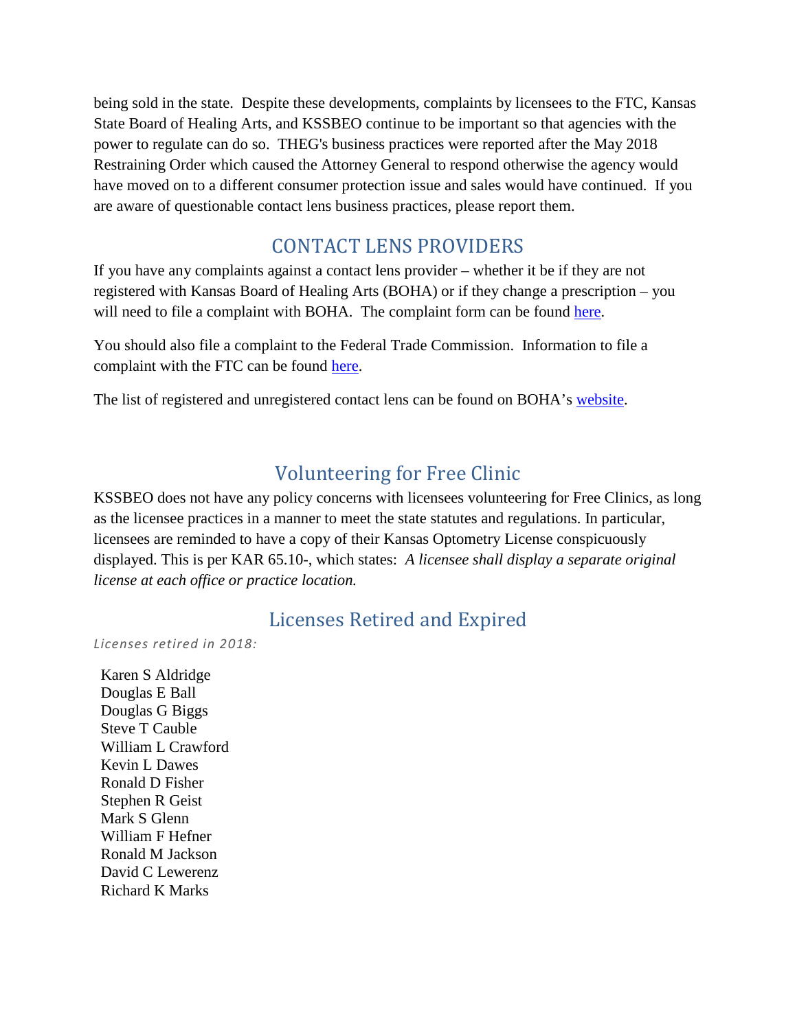being sold in the state. Despite these developments, complaints by licensees to the FTC, Kansas State Board of Healing Arts, and KSSBEO continue to be important so that agencies with the power to regulate can do so. THEG's business practices were reported after the May 2018 Restraining Order which caused the Attorney General to respond otherwise the agency would have moved on to a different consumer protection issue and sales would have continued. If you are aware of questionable contact lens business practices, please report them.

## CONTACT LENS PROVIDERS

If you have any complaints against a contact lens provider – whether it be if they are not registered with Kansas Board of Healing Arts (BOHA) or if they change a prescription – you will need to file a complaint with BOHA. The complaint form can be found here.

You should also file a complaint to the Federal Trade Commission. Information to file a complaint with the FTC can be found here.

The list of registered and unregistered contact lens can be found on BOHA's website.

## Volunteering for Free Clinic

KSSBEO does not have any policy concerns with licensees volunteering for Free Clinics, as long as the licensee practices in a manner to meet the state statutes and regulations. In particular, licensees are reminded to have a copy of their Kansas Optometry License conspicuously displayed. This is per KAR 65.10-, which states: *A licensee shall display a separate original license at each office or practice location.*

## Licenses Retired and Expired

*Licenses retired in 2018:*

Karen S Aldridge
Douglas E Ball
Douglas G Biggs
Steve T Cauble
William L Crawford
Kevin L Dawes
Ronald D Fisher
Stephen R Geist
Mark S Glenn
William F Hefner
Ronald M Jackson
David C Lewerenz
Richard K Marks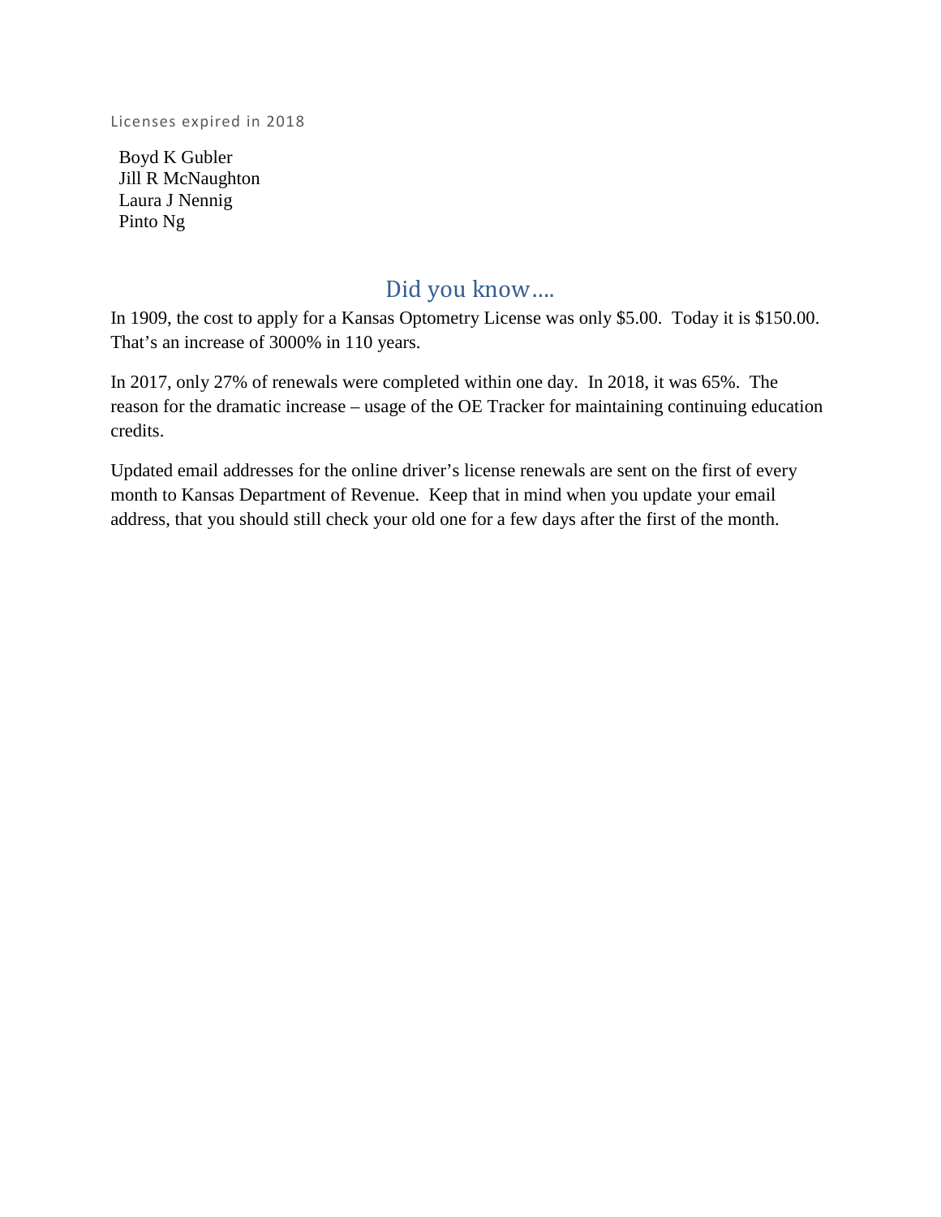Licenses expired in 2018

Boyd K Gubler
Jill R McNaughton
Laura J Nennig
Pinto Ng

## Did you know….

In 1909, the cost to apply for a Kansas Optometry License was only $5.00. Today it is $150.00. That's an increase of 3000% in 110 years.

In 2017, only 27% of renewals were completed within one day. In 2018, it was 65%. The reason for the dramatic increase – usage of the OE Tracker for maintaining continuing education credits.

Updated email addresses for the online driver's license renewals are sent on the first of every month to Kansas Department of Revenue. Keep that in mind when you update your email address, that you should still check your old one for a few days after the first of the month.